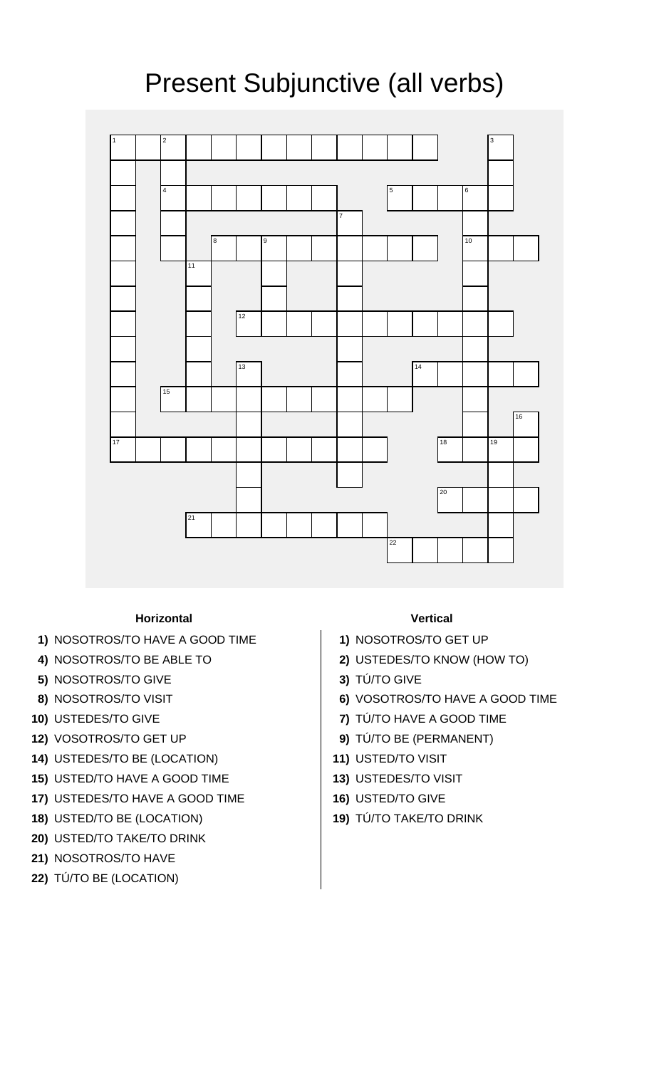# Present Subjunctive (all verbs)

**Horizontal**

1) NOSOTROS/TO HAVE A GOOD TIME
4) NOSOTROS/TO BE ABLE TO
5) NOSOTROS/TO GIVE
8) NOSOTROS/TO VISIT
10) USTEDES/TO GIVE
12) VOSOTROS/TO GET UP
14) USTEDES/TO BE (LOCATION)
15) USTED/TO HAVE A GOOD TIME
17) USTEDES/TO HAVE A GOOD TIME
18) USTED/TO BE (LOCATION)
20) USTED/TO TAKE/TO DRINK
21) NOSOTROS/TO HAVE
22) TÚ/TO BE (LOCATION)

**Vertical**

1) NOSOTROS/TO GET UP
2) USTEDES/TO KNOW (HOW TO)
3) TÚ/TO GIVE
6) VOSOTROS/TO HAVE A GOOD TIME
7) TÚ/TO HAVE A GOOD TIME
9) TÚ/TO BE (PERMANENT)
11) USTED/TO VISIT
13) USTEDES/TO VISIT
16) USTED/TO GIVE
19) TÚ/TO TAKE/TO DRINK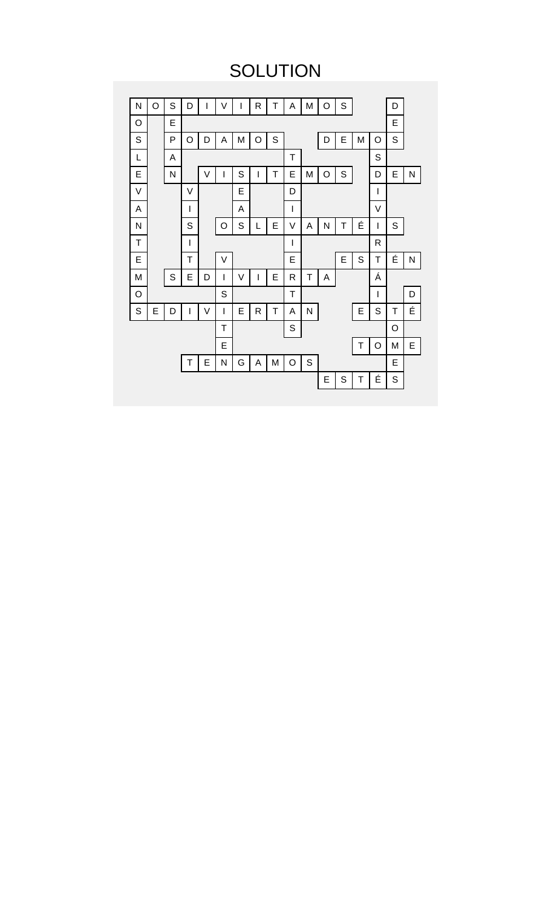# SOLUTION

| | | | | | | | | | | | | | | | | |
|---|---|---|---|---|---|---|---|---|---|---|---|---|---|---|---|---|
| N | O | S | D | I | V | I | R | T | A | M | O | S | | | D | |
| O | | E | | | | | | | | | | | | | E | |
| S | | P | O | D | A | M | O | S | | | D | E | M | O | S | |
| L | | A | | | | | | | T | | | | | S | | |
| E | | N | | V | I | S | I | T | E | M | O | S | | D | E | N |
| V | | | V | | | E | | | D | | | | | I | | |
| A | | | I | | | A | | | I | | | | | V | | |
| N | | | S | | O | S | L | E | V | A | N | T | É | I | S | |
| T | | | I | | | | | | I | | | | | R | | |
| E | | | T | | V | | | | E | | | E | S | T | É | N |
| M | | S | E | D | I | V | I | E | R | T | A | | | Á | | |
| O | | | | | S | | | | T | | | | | I | | D |
| S | E | D | I | V | I | E | R | T | A | N | | | E | S | T | É |
| | | | | | T | | | | S | | | | | | O | |
| | | | | | E | | | | | | | | T | O | M | E |
| | | | T | E | N | G | A | M | O | S | | | | | E | |
| | | | | | | | | | | | E | S | T | É | S | |